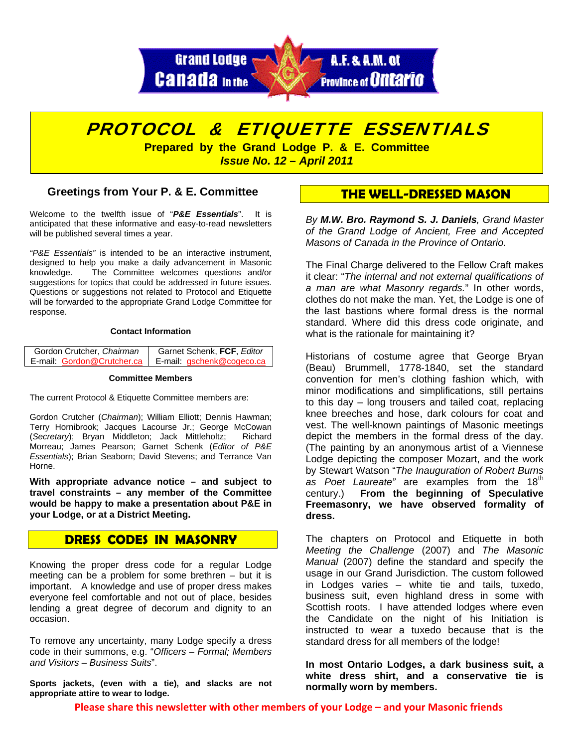Grand Lodge of Canada in the Province of Ontario A.F. & A.M.

# PROTOCOL & ETIQUETTE ESSENTIALS

**Prepared by the Grand Lodge P. & E. Committee**

***Issue No. 12 – April 2011***

## Greetings from Your P. & E. Committee

Welcome to the twelfth issue of "***P&E Essentials***". It is anticipated that these informative and easy-to-read newsletters will be published several times a year.

*"P&E Essentials"* is intended to be an interactive instrument, designed to help you make a daily advancement in Masonic knowledge. The Committee welcomes questions and/or suggestions for topics that could be addressed in future issues. Questions or suggestions not related to Protocol and Etiquette will be forwarded to the appropriate Grand Lodge Committee for response.

**Contact Information**

| Gordon Crutcher, *Chairman* | Garnet Schenk, **FCF**, *Editor* |
|---|---|
| E-mail: Gordon@Crutcher.ca | E-mail: gschenk@cogeco.ca |

**Committee Members**

The current Protocol & Etiquette Committee members are:

Gordon Crutcher (*Chairman*); William Elliott; Dennis Hawman; Terry Hornibrook; Jacques Lacourse Jr.; George McCowan (*Secretary*); Bryan Middleton; Jack Mittleholtz; Richard Morreau; James Pearson; Garnet Schenk (*Editor of P&E Essentials*); Brian Seaborn; David Stevens; and Terrance Van Horne.

**With appropriate advance notice – and subject to travel constraints – any member of the Committee would be happy to make a presentation about P&E in your Lodge, or at a District Meeting.**

## DRESS CODES IN MASONRY

Knowing the proper dress code for a regular Lodge meeting can be a problem for some brethren – but it is important. A knowledge and use of proper dress makes everyone feel comfortable and not out of place, besides lending a great degree of decorum and dignity to an occasion.

To remove any uncertainty, many Lodge specify a dress code in their summons, e.g. "*Officers – Formal; Members and Visitors – Business Suits*".

**Sports jackets, (even with a tie), and slacks are not appropriate attire to wear to lodge.**

## THE WELL-DRESSED MASON

*By **M.W. Bro. Raymond S. J. Daniels**, Grand Master of the Grand Lodge of Ancient, Free and Accepted Masons of Canada in the Province of Ontario.*

The Final Charge delivered to the Fellow Craft makes it clear: "*The internal and not external qualifications of a man are what Masonry regards.*" In other words, clothes do not make the man. Yet, the Lodge is one of the last bastions where formal dress is the normal standard. Where did this dress code originate, and what is the rationale for maintaining it?

Historians of costume agree that George Bryan (Beau) Brummell, 1778-1840, set the standard convention for men's clothing fashion which, with minor modifications and simplifications, still pertains to this day – long trousers and tailed coat, replacing knee breeches and hose, dark colours for coat and vest. The well-known paintings of Masonic meetings depict the members in the formal dress of the day. (The painting by an anonymous artist of a Viennese Lodge depicting the composer Mozart, and the work by Stewart Watson "*The Inauguration of Robert Burns as Poet Laureate"* are examples from the 18th century.) **From the beginning of Speculative Freemasonry, we have observed formality of dress.**

The chapters on Protocol and Etiquette in both *Meeting the Challenge* (2007) and *The Masonic Manual* (2007) define the standard and specify the usage in our Grand Jurisdiction. The custom followed in Lodges varies – white tie and tails, tuxedo, business suit, even highland dress in some with Scottish roots. I have attended lodges where even the Candidate on the night of his Initiation is instructed to wear a tuxedo because that is the standard dress for all members of the lodge!

**In most Ontario Lodges, a dark business suit, a white dress shirt, and a conservative tie is normally worn by members.**

**Please share this newsletter with other members of your Lodge – and your Masonic friends**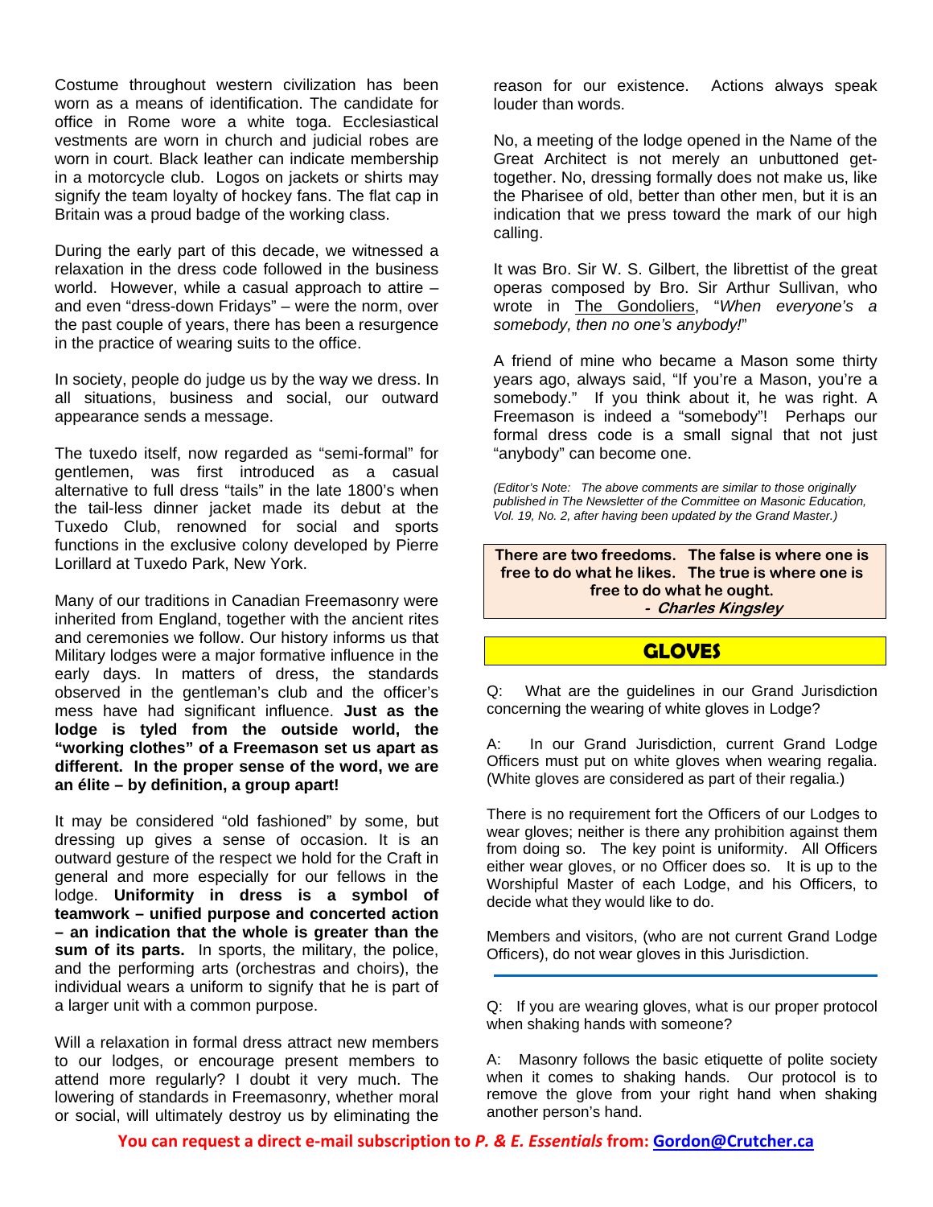Costume throughout western civilization has been worn as a means of identification. The candidate for office in Rome wore a white toga. Ecclesiastical vestments are worn in church and judicial robes are worn in court. Black leather can indicate membership in a motorcycle club. Logos on jackets or shirts may signify the team loyalty of hockey fans. The flat cap in Britain was a proud badge of the working class.

During the early part of this decade, we witnessed a relaxation in the dress code followed in the business world. However, while a casual approach to attire – and even "dress-down Fridays" – were the norm, over the past couple of years, there has been a resurgence in the practice of wearing suits to the office.

In society, people do judge us by the way we dress. In all situations, business and social, our outward appearance sends a message.

The tuxedo itself, now regarded as "semi-formal" for gentlemen, was first introduced as a casual alternative to full dress "tails" in the late 1800's when the tail-less dinner jacket made its debut at the Tuxedo Club, renowned for social and sports functions in the exclusive colony developed by Pierre Lorillard at Tuxedo Park, New York.

Many of our traditions in Canadian Freemasonry were inherited from England, together with the ancient rites and ceremonies we follow. Our history informs us that Military lodges were a major formative influence in the early days. In matters of dress, the standards observed in the gentleman's club and the officer's mess have had significant influence. **Just as the lodge is tyled from the outside world, the "working clothes" of a Freemason set us apart as different. In the proper sense of the word, we are an élite – by definition, a group apart!**

It may be considered "old fashioned" by some, but dressing up gives a sense of occasion. It is an outward gesture of the respect we hold for the Craft in general and more especially for our fellows in the lodge. **Uniformity in dress is a symbol of teamwork – unified purpose and concerted action – an indication that the whole is greater than the sum of its parts.** In sports, the military, the police, and the performing arts (orchestras and choirs), the individual wears a uniform to signify that he is part of a larger unit with a common purpose.

Will a relaxation in formal dress attract new members to our lodges, or encourage present members to attend more regularly? I doubt it very much. The lowering of standards in Freemasonry, whether moral or social, will ultimately destroy us by eliminating the reason for our existence. Actions always speak louder than words.

No, a meeting of the lodge opened in the Name of the Great Architect is not merely an unbuttoned get-together. No, dressing formally does not make us, like the Pharisee of old, better than other men, but it is an indication that we press toward the mark of our high calling.

It was Bro. Sir W. S. Gilbert, the librettist of the great operas composed by Bro. Sir Arthur Sullivan, who wrote in The Gondoliers, "*When everyone's a somebody, then no one's anybody!*"

A friend of mine who became a Mason some thirty years ago, always said, "If you're a Mason, you're a somebody." If you think about it, he was right. A Freemason is indeed a "somebody"! Perhaps our formal dress code is a small signal that not just "anybody" can become one.

*(Editor's Note: The above comments are similar to those originally published in The Newsletter of the Committee on Masonic Education, Vol. 19, No. 2, after having been updated by the Grand Master.)*

**There are two freedoms. The false is where one is free to do what he likes. The true is where one is free to do what he ought.**
**- *Charles Kingsley***

## GLOVES

Q: What are the guidelines in our Grand Jurisdiction concerning the wearing of white gloves in Lodge?

A: In our Grand Jurisdiction, current Grand Lodge Officers must put on white gloves when wearing regalia. (White gloves are considered as part of their regalia.)

There is no requirement fort the Officers of our Lodges to wear gloves; neither is there any prohibition against them from doing so. The key point is uniformity. All Officers either wear gloves, or no Officer does so. It is up to the Worshipful Master of each Lodge, and his Officers, to decide what they would like to do.

Members and visitors, (who are not current Grand Lodge Officers), do not wear gloves in this Jurisdiction.

---

Q: If you are wearing gloves, what is our proper protocol when shaking hands with someone?

A: Masonry follows the basic etiquette of polite society when it comes to shaking hands. Our protocol is to remove the glove from your right hand when shaking another person's hand.

**You can request a direct e-mail subscription to *P. & E. Essentials* from: Gordon@Crutcher.ca**